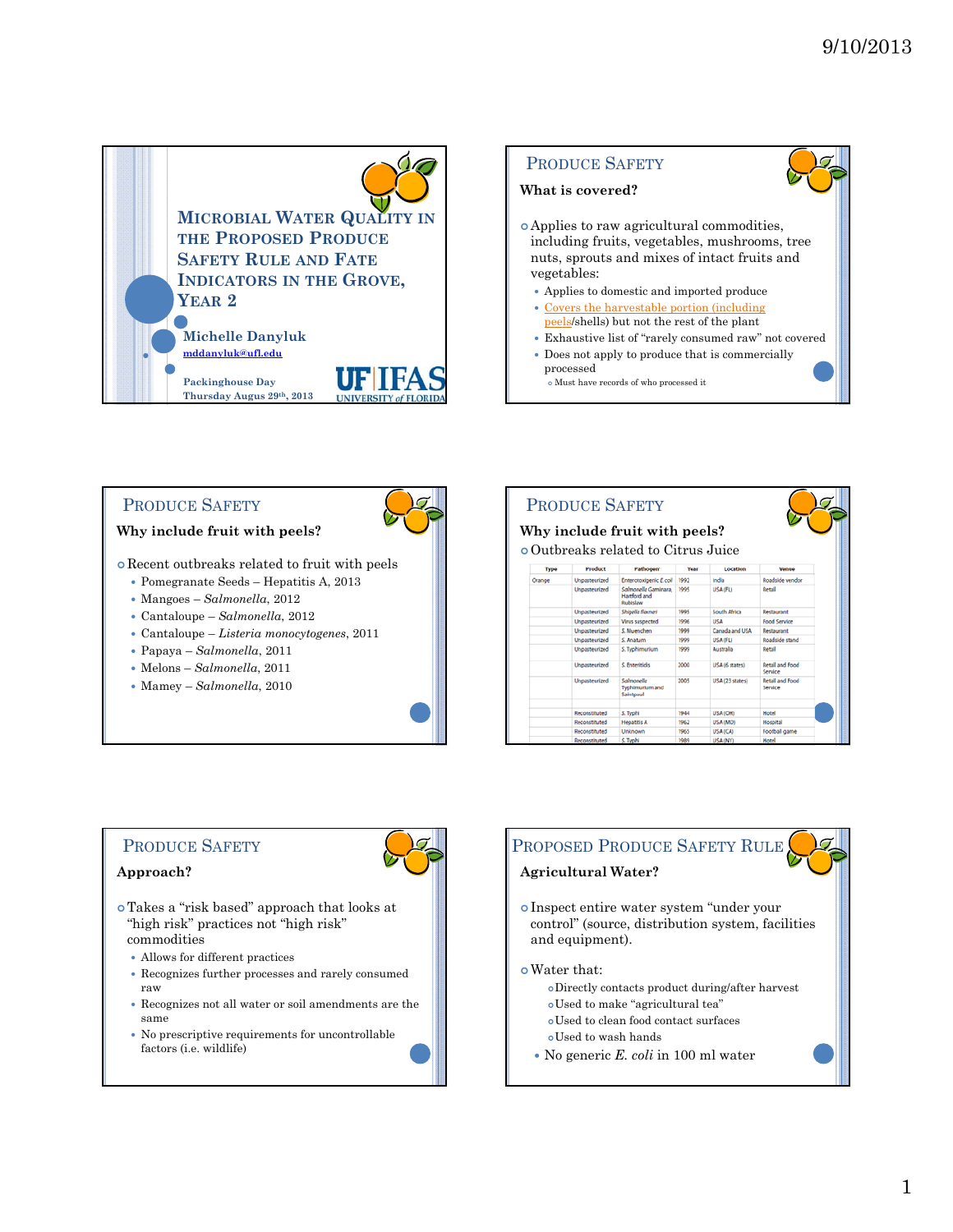# Microbial Water Quality in the Proposed Produce Safety Rule and Fate Indicators in the Grove, Year 2

Michelle Danyluk

mddanyluk@ufl.edu

Packinghouse Day
Thursday Augus 29th, 2013

UF IFAS UNIVERSITY of FLORIDA

## Produce Safety

**What is covered?**

- Applies to raw agricultural commodities, including fruits, vegetables, mushrooms, tree nuts, sprouts and mixes of intact fruits and vegetables:
  - Applies to domestic and imported produce
  - Covers the harvestable portion (including peels/shells) but not the rest of the plant
  - Exhaustive list of "rarely consumed raw" not covered
  - Does not apply to produce that is commercially processed
    - Must have records of who processed it

## Produce Safety

**Why include fruit with peels?**

- Recent outbreaks related to fruit with peels
  - Pomegranate Seeds – Hepatitis A, 2013
  - Mangoes – *Salmonella*, 2012
  - Cantaloupe – *Salmonella*, 2012
  - Cantaloupe – *Listeria monocytogenes*, 2011
  - Papaya – *Salmonella*, 2011
  - Melons – *Salmonella*, 2011
  - Mamey – *Salmonella*, 2010

## Produce Safety

**Why include fruit with peels?**

- Outbreaks related to Citrus Juice

| Type | Product | Pathogen | Year | Location | Venue |
|---|---|---|---|---|---|
| Orange | Unpasteurized | Enterotoxigenic *E. coli* | 1992 | India | Roadside vendor |
| | Unpasteurized | *Salmonella* Gaminara, Hartford and Rubislaw | 1995 | USA (FL) | Retail |
| | Unpasteurized | *Shigella flexneri* | 1995 | South Africa | Restaurant |
| | Unpasteurized | Virus suspected | 1996 | USA | Food Service |
| | Unpasteurized | *S.* Muenchen | 1999 | Canada and USA | Restaurant |
| | Unpasteurized | *S.* Anatum | 1999 | USA (FL) | Roadside stand |
| | Unpasteurized | *S.* Typhimurium | 1999 | Australia | Retail |
| | Unpasteurized | *S.* Enteritidis | 2000 | USA (6 states) | Retail and Food Service |
| | Unpasteurized | *Salmonella* Typhimurium and Saintpaul | 2005 | USA (23 states) | Retail and Food Service |
| | Reconstituted | *S.* Typhi | 1944 | USA (OH) | Hotel |
| | Reconstituted | Hepatitis A | 1962 | USA (MD) | Hospital |
| | Reconstituted | Unknown | 1965 | USA (CA) | Football game |
| | Reconstituted | *S.* Typhi | 1989 | USA (NY) | Hotel |

## Produce Safety

**Approach?**

- Takes a "risk based" approach that looks at "high risk" practices not "high risk" commodities
  - Allows for different practices
  - Recognizes further processes and rarely consumed raw
  - Recognizes not all water or soil amendments are the same
  - No prescriptive requirements for uncontrollable factors (i.e. wildlife)

## Proposed Produce Safety Rule

**Agricultural Water?**

- Inspect entire water system "under your control" (source, distribution system, facilities and equipment).
- Water that:
  - Directly contacts product during/after harvest
  - Used to make "agricultural tea"
  - Used to clean food contact surfaces
  - Used to wash hands
  - No generic *E. coli* in 100 ml water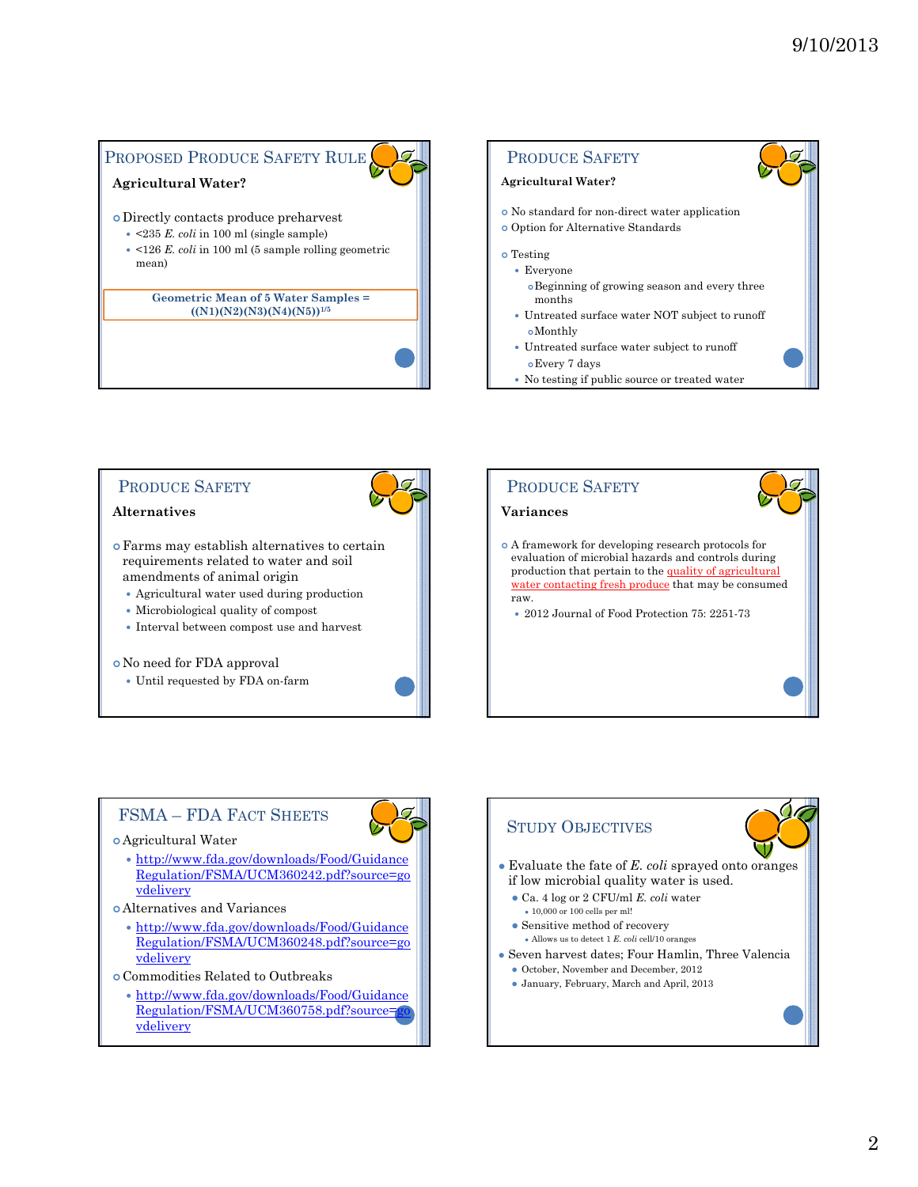## Proposed Produce Safety Rule

**Agricultural Water?**

- Directly contacts produce preharvest
  - <235 *E. coli* in 100 ml (single sample)
  - <126 *E. coli* in 100 ml (5 sample rolling geometric mean)

**Geometric Mean of 5 Water Samples = $((N1)(N2)(N3)(N4)(N5))^{1/5}$**

## Produce Safety

**Agricultural Water?**

- No standard for non-direct water application
- Option for Alternative Standards
- Testing
  - Everyone
    - Beginning of growing season and every three months
  - Untreated surface water NOT subject to runoff
    - Monthly
  - Untreated surface water subject to runoff
    - Every 7 days
  - No testing if public source or treated water

## Produce Safety

**Alternatives**

- Farms may establish alternatives to certain requirements related to water and soil amendments of animal origin
  - Agricultural water used during production
  - Microbiological quality of compost
  - Interval between compost use and harvest
- No need for FDA approval
  - Until requested by FDA on-farm

## Produce Safety

**Variances**

- A framework for developing research protocols for evaluation of microbial hazards and controls during production that pertain to the quality of agricultural water contacting fresh produce that may be consumed raw.
  - 2012 Journal of Food Protection 75: 2251-73

## FSMA – FDA Fact Sheets

- Agricultural Water
  - http://www.fda.gov/downloads/Food/GuidanceRegulation/FSMA/UCM360242.pdf?source=govdelivery
- Alternatives and Variances
  - http://www.fda.gov/downloads/Food/GuidanceRegulation/FSMA/UCM360248.pdf?source=govdelivery
- Commodities Related to Outbreaks
  - http://www.fda.gov/downloads/Food/GuidanceRegulation/FSMA/UCM360758.pdf?source=govdelivery

## Study Objectives

- Evaluate the fate of *E. coli* sprayed onto oranges if low microbial quality water is used.
  - Ca. 4 log or 2 CFU/ml *E. coli* water
    - 10,000 or 100 cells per ml!
  - Sensitive method of recovery
    - Allows us to detect 1 *E. coli* cell/10 oranges
- Seven harvest dates; Four Hamlin, Three Valencia
  - October, November and December, 2012
  - January, February, March and April, 2013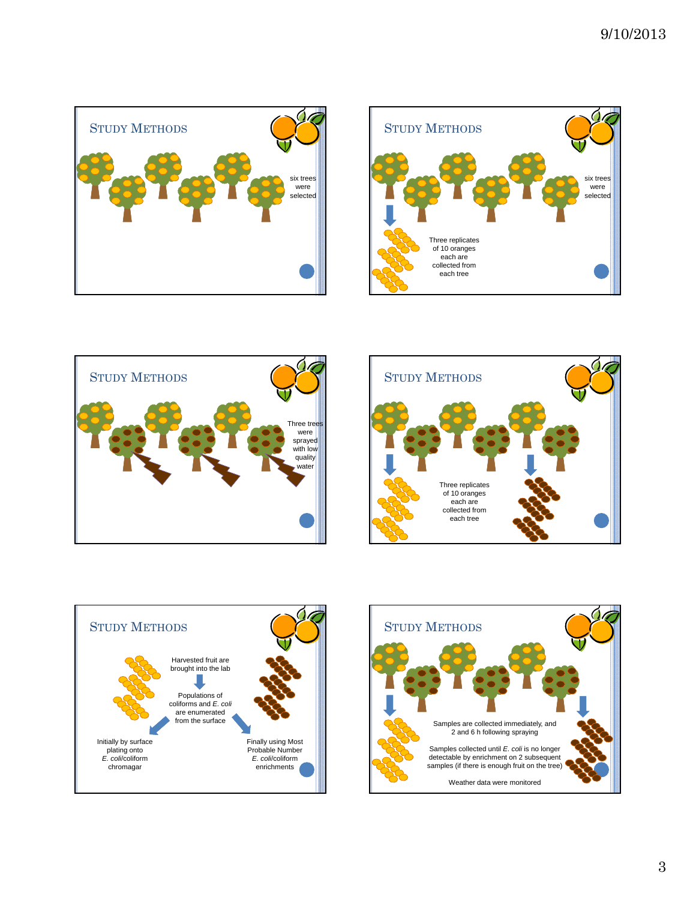## Study Methods

six trees were selected

## Study Methods

six trees were selected

Three replicates of 10 oranges each are collected from each tree

## Study Methods

Three trees were sprayed with low quality water

## Study Methods

Three replicates of 10 oranges each are collected from each tree

## Study Methods

Harvested fruit are brought into the lab

Populations of coliforms and *E. coli* are enumerated from the surface

Initially by surface plating onto *E. coli*/coliform chromagar

Finally using Most Probable Number *E. coli*/coliform enrichments

## Study Methods

Samples are collected immediately, and 2 and 6 h following spraying

Samples collected until *E. coli* is no longer detectable by enrichment on 2 subsequent samples (if there is enough fruit on the tree)

Weather data were monitored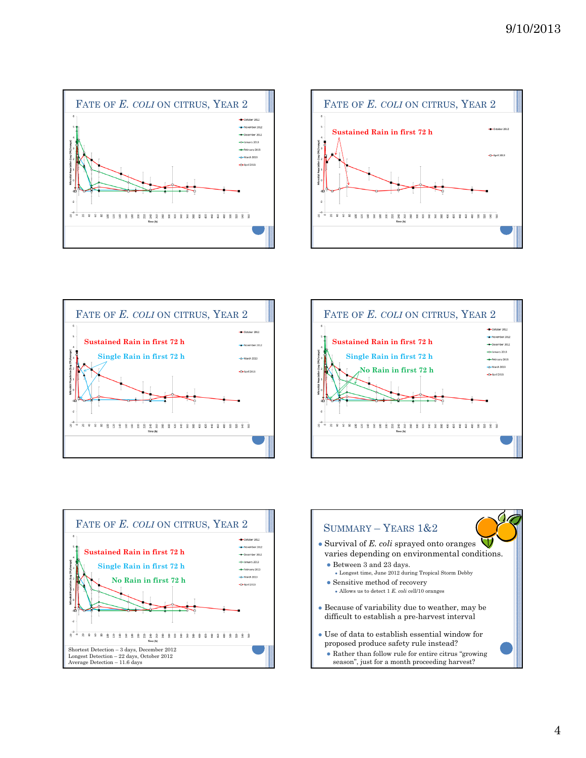## Fate of *E. coli* on citrus, Year 2

October 2012
November 2012
December 2012
January 2013
February 2013
March 2013
April 2013

## Fate of *E. coli* on citrus, Year 2

Sustained Rain in first 72 h

October 2012
April 2013

## Fate of *E. coli* on citrus, Year 2

Sustained Rain in first 72 h

Single Rain in first 72 h

October 2012
November 2012
March 2013
April 2013

## Fate of *E. coli* on citrus, Year 2

Sustained Rain in first 72 h

Single Rain in first 72 h

No Rain in first 72 h

October 2012
November 2012
December 2012
January 2013
February 2013
March 2013
April 2013

## Fate of *E. coli* on citrus, Year 2

Sustained Rain in first 72 h

Single Rain in first 72 h

No Rain in first 72 h

October 2012
November 2012
December 2012
January 2013
February 2013
March 2013
April 2013

Shortest Detection – 3 days, December 2012
Longest Detection – 22 days, October 2012
Average Detection – 11.6 days

## Summary – Years 1&2

- Survival of *E. coli* sprayed onto oranges varies depending on environmental conditions.
  - Between 3 and 23 days.
    - Longest time, June 2012 during Tropical Storm Debby
  - Sensitive method of recovery
    - Allows us to detect 1 *E. coli* cell/10 oranges
- Because of variability due to weather, may be difficult to establish a pre-harvest interval
- Use of data to establish essential window for proposed produce safety rule instead?
  - Rather than follow rule for entire citrus "growing season", just for a month proceeding harvest?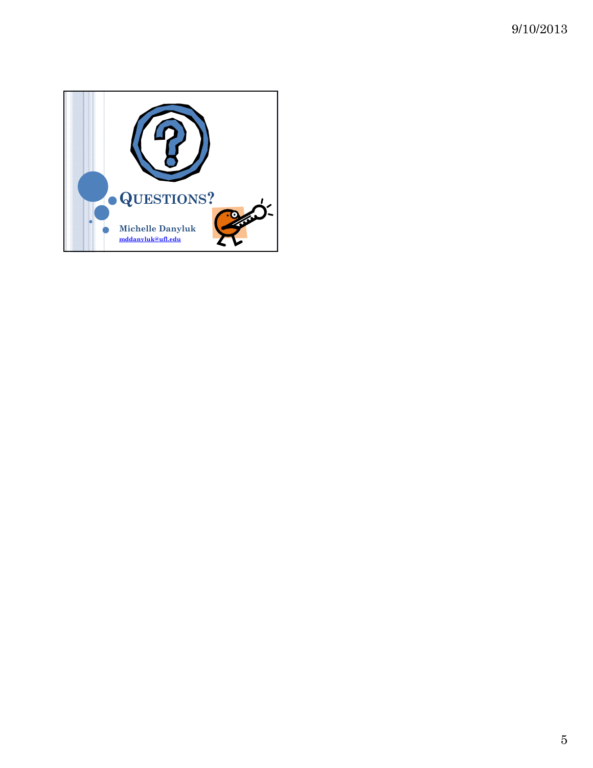# Questions?

**Michelle Danyluk**

mddanyluk@ufl.edu